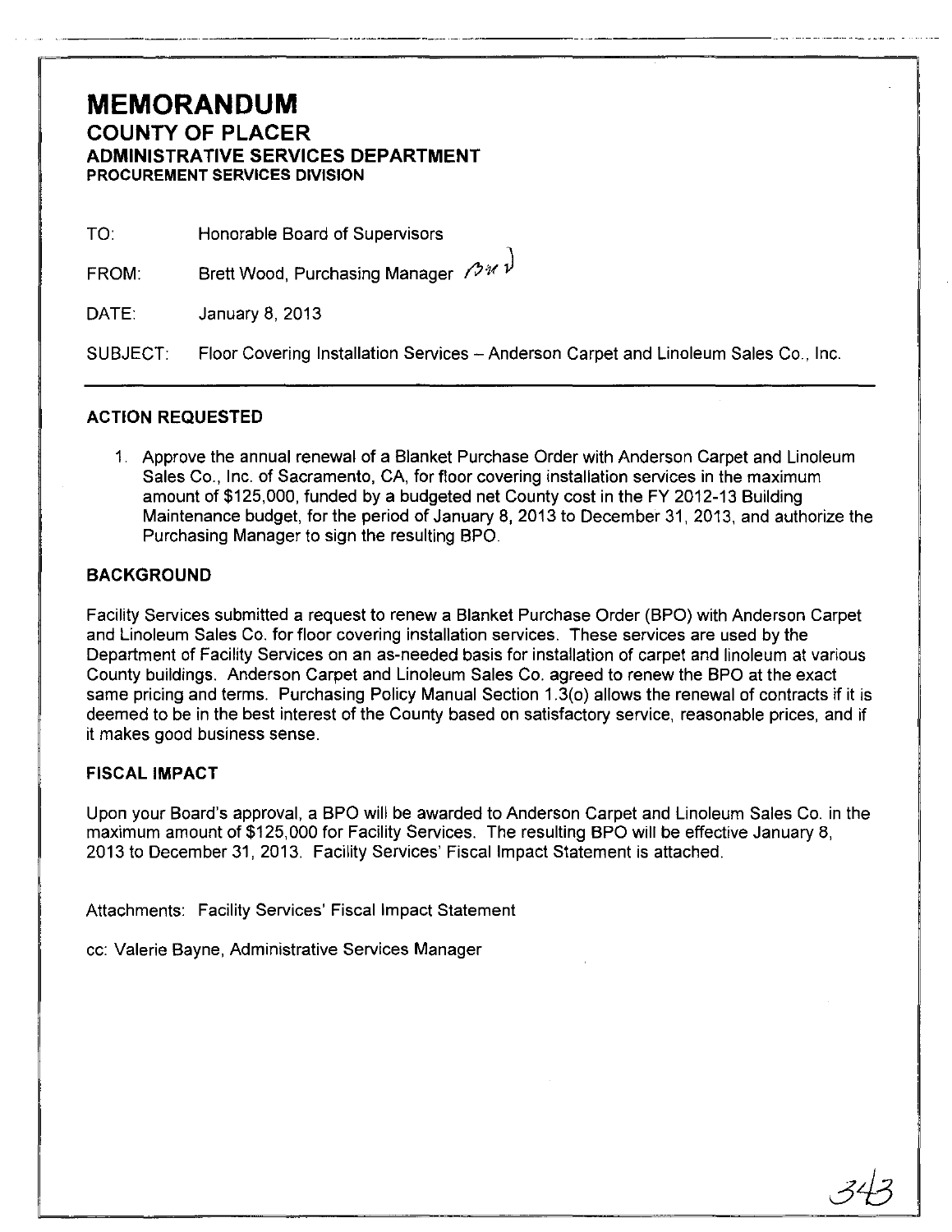# MEMORANDUM

## COUNTY OF PLACER

### ADMINISTRATIVE SERVICES DEPARTMENT

**PROCUREMENT SERVICES DIVISION**

TO: Honorable Board of Supervisors

FROM: Brett Wood, Purchasing Manager

DATE: January 8, 2013

SUBJECT: Floor Covering Installation Services – Anderson Carpet and Linoleum Sales Co., Inc.

---

### ACTION REQUESTED

1. Approve the annual renewal of a Blanket Purchase Order with Anderson Carpet and Linoleum Sales Co., Inc. of Sacramento, CA, for floor covering installation services in the maximum amount of $125,000, funded by a budgeted net County cost in the FY 2012-13 Building Maintenance budget, for the period of January 8, 2013 to December 31, 2013, and authorize the Purchasing Manager to sign the resulting BPO.

### BACKGROUND

Facility Services submitted a request to renew a Blanket Purchase Order (BPO) with Anderson Carpet and Linoleum Sales Co. for floor covering installation services. These services are used by the Department of Facility Services on an as-needed basis for installation of carpet and linoleum at various County buildings. Anderson Carpet and Linoleum Sales Co. agreed to renew the BPO at the exact same pricing and terms. Purchasing Policy Manual Section 1.3(o) allows the renewal of contracts if it is deemed to be in the best interest of the County based on satisfactory service, reasonable prices, and if it makes good business sense.

### FISCAL IMPACT

Upon your Board's approval, a BPO will be awarded to Anderson Carpet and Linoleum Sales Co. in the maximum amount of $125,000 for Facility Services. The resulting BPO will be effective January 8, 2013 to December 31, 2013. Facility Services' Fiscal Impact Statement is attached.

Attachments: Facility Services' Fiscal Impact Statement

cc: Valerie Bayne, Administrative Services Manager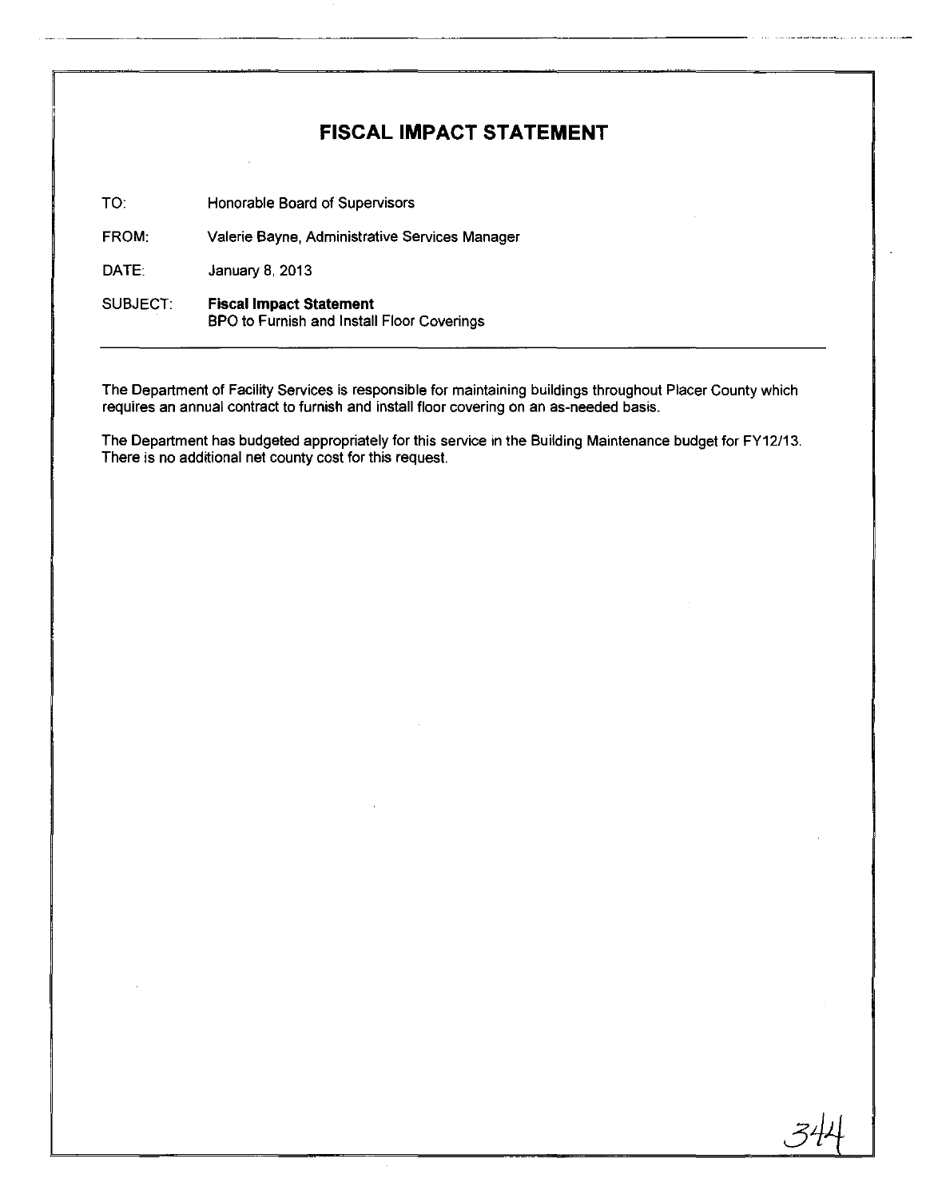# FISCAL IMPACT STATEMENT

TO: Honorable Board of Supervisors

FROM: Valerie Bayne, Administrative Services Manager

DATE: January 8, 2013

SUBJECT: **Fiscal Impact Statement**
BPO to Furnish and Install Floor Coverings

---

The Department of Facility Services is responsible for maintaining buildings throughout Placer County which requires an annual contract to furnish and install floor covering on an as-needed basis.

The Department has budgeted appropriately for this service in the Building Maintenance budget for FY12/13. There is no additional net county cost for this request.